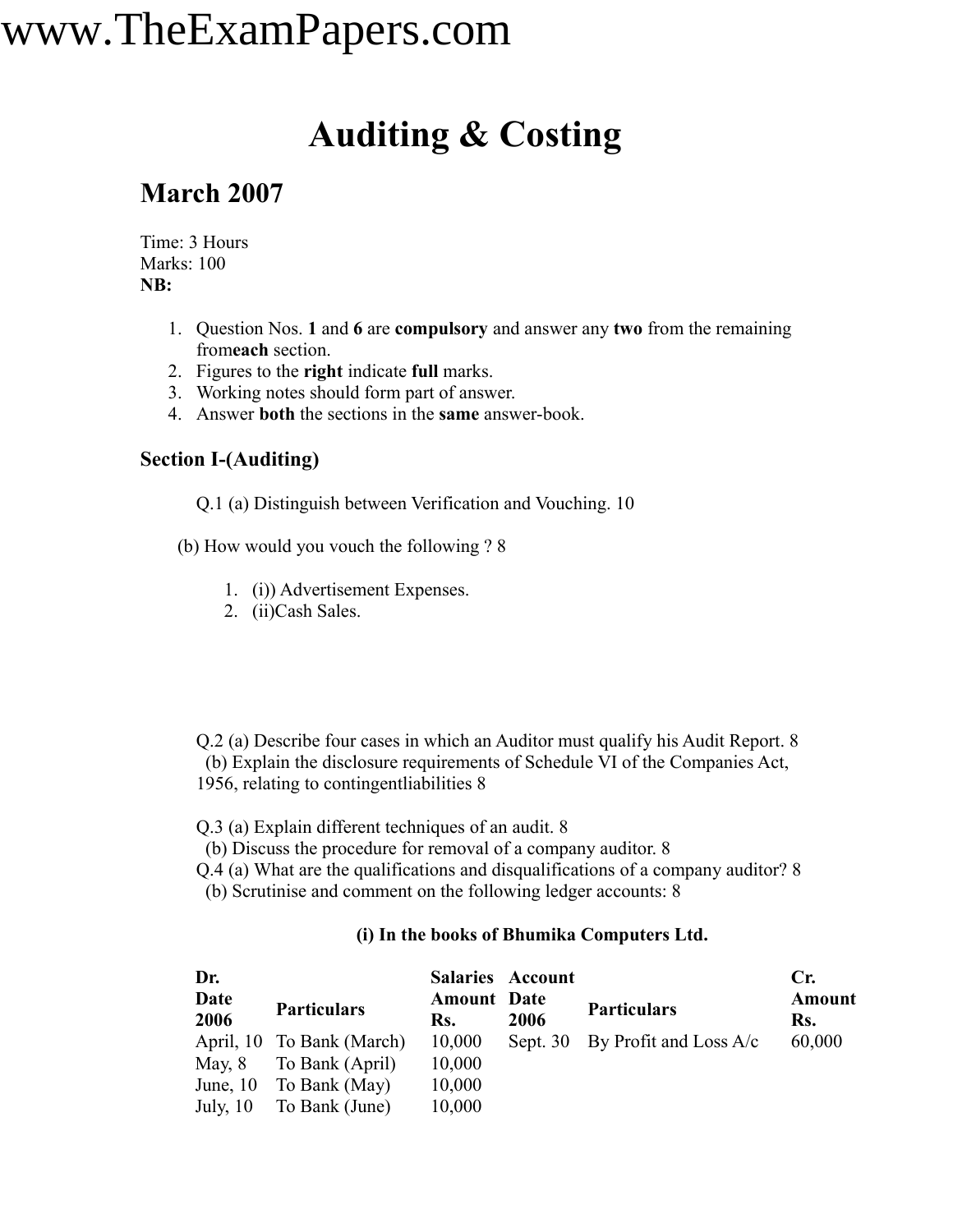# Auditing & Costing

## March 2007

Time: 3 Hours
Marks: 100
**NB:**

1. Question Nos. **1** and **6** are **compulsory** and answer any **two** from the remaining from**each** section.
2. Figures to the **right** indicate **full** marks.
3. Working notes should form part of answer.
4. Answer **both** the sections in the **same** answer-book.

### Section I-(Auditing)

Q.1 (a) Distinguish between Verification and Vouching. 10

(b) How would you vouch the following ? 8

1. (i)) Advertisement Expenses.
2. (ii)Cash Sales.

Q.2 (a) Describe four cases in which an Auditor must qualify his Audit Report. 8
(b) Explain the disclosure requirements of Schedule VI of the Companies Act, 1956, relating to contingentliabilities 8

Q.3 (a) Explain different techniques of an audit. 8
(b) Discuss the procedure for removal of a company auditor. 8
Q.4 (a) What are the qualifications and disqualifications of a company auditor? 8
(b) Scrutinise and comment on the following ledger accounts: 8

**(i) In the books of Bhumika Computers Ltd.**

| **Dr.** | | **Salaries** | **Account** | | **Cr.** |
|---|---|---|---|---|---|
| **Date 2006** | **Particulars** | **Amount Rs.** | **Date 2006** | **Particulars** | **Amount Rs.** |
| April, 10 | To Bank (March) | 10,000 | Sept. 30 | By Profit and Loss A/c | 60,000 |
| May, 8 | To Bank (April) | 10,000 | | | |
| June, 10 | To Bank (May) | 10,000 | | | |
| July, 10 | To Bank (June) | 10,000 | | | |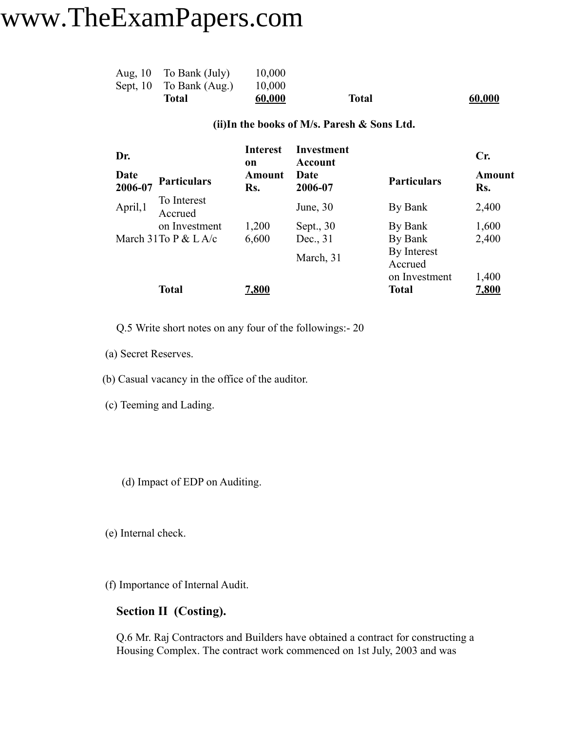| | | | | | |
|---|---|---|---|---|---|
| Aug, 10 | To Bank (July) | 10,000 | | | |
| Sept, 10 | To Bank (Aug.) | 10,000 | | | |
| | **Total** | **60,000** | | **Total** | **60,000** |

**(ii)In the books of M/s. Paresh & Sons Ltd.**

| Dr. | | Interest on | Investment Account | | Cr. |
|---|---|---|---|---|---|
| **Date 2006-07** | **Particulars** | **Amount Rs.** | **Date 2006-07** | **Particulars** | **Amount Rs.** |
| April,1 | To Interest Accrued | | June, 30 | By Bank | 2,400 |
| | on Investment | 1,200 | Sept., 30 | By Bank | 1,600 |
| March 31 | To P & L A/c | 6,600 | Dec., 31 | By Bank | 2,400 |
| | | | March, 31 | By Interest Accrued | |
| | | | | on Investment | 1,400 |
| | **Total** | **7,800** | | **Total** | **7,800** |

Q.5 Write short notes on any four of the followings:- 20

(a) Secret Reserves.

(b) Casual vacancy in the office of the auditor.

(c) Teeming and Lading.

(d) Impact of EDP on Auditing.

(e) Internal check.

(f) Importance of Internal Audit.

## Section II (Costing).

Q.6 Mr. Raj Contractors and Builders have obtained a contract for constructing a Housing Complex. The contract work commenced on 1st July, 2003 and was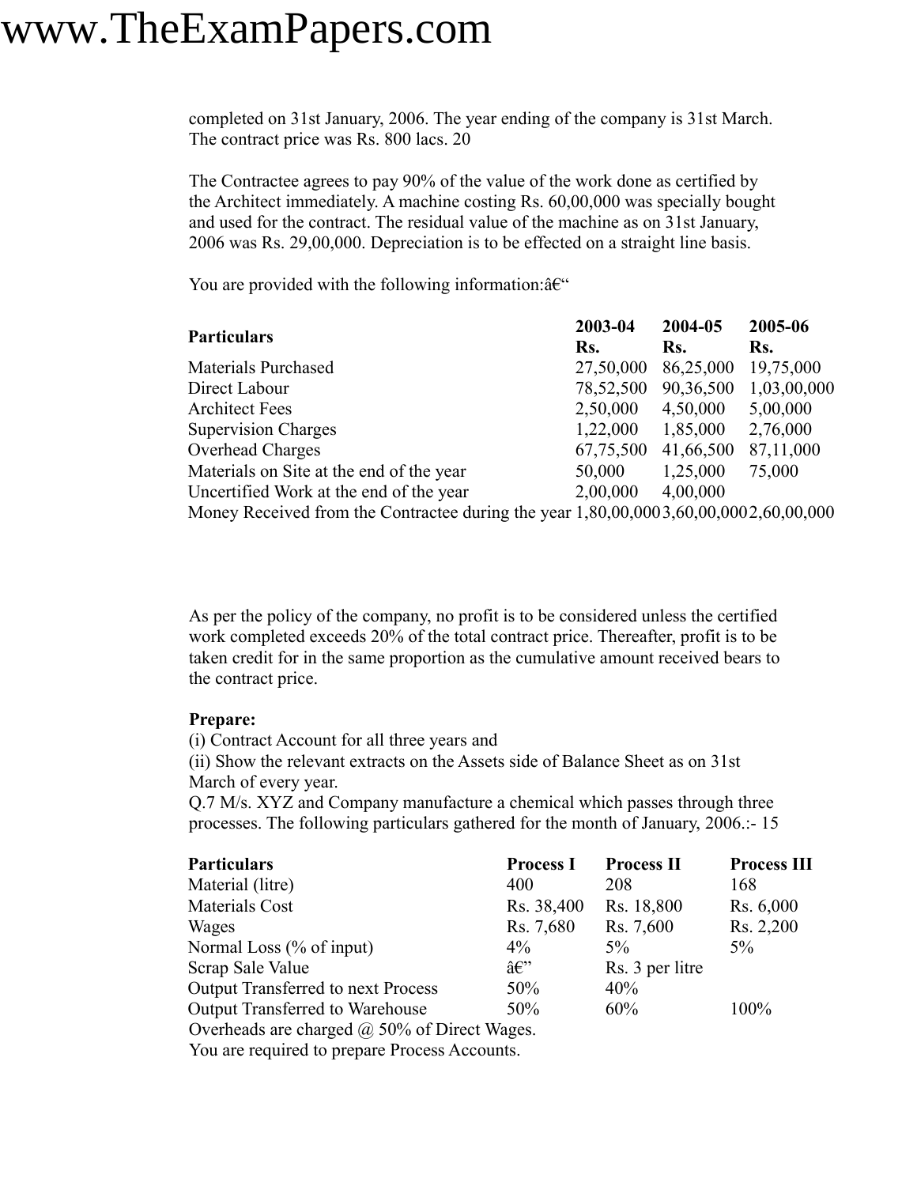completed on 31st January, 2006. The year ending of the company is 31st March. The contract price was Rs. 800 lacs. 20

The Contractee agrees to pay 90% of the value of the work done as certified by the Architect immediately. A machine costing Rs. 60,00,000 was specially bought and used for the contract. The residual value of the machine as on 31st January, 2006 was Rs. 29,00,000. Depreciation is to be effected on a straight line basis.

You are provided with the following information:â€"

| Particulars | 2003-04 Rs. | 2004-05 Rs. | 2005-06 Rs. |
|---|---|---|---|
| Materials Purchased | 27,50,000 | 86,25,000 | 19,75,000 |
| Direct Labour | 78,52,500 | 90,36,500 | 1,03,00,000 |
| Architect Fees | 2,50,000 | 4,50,000 | 5,00,000 |
| Supervision Charges | 1,22,000 | 1,85,000 | 2,76,000 |
| Overhead Charges | 67,75,500 | 41,66,500 | 87,11,000 |
| Materials on Site at the end of the year | 50,000 | 1,25,000 | 75,000 |
| Uncertified Work at the end of the year | 2,00,000 | 4,00,000 | |
| Money Received from the Contractee during the year | 1,80,00,000 | 3,60,00,000 | 2,60,00,000 |

As per the policy of the company, no profit is to be considered unless the certified work completed exceeds 20% of the total contract price. Thereafter, profit is to be taken credit for in the same proportion as the cumulative amount received bears to the contract price.

**Prepare:**

(i) Contract Account for all three years and

(ii) Show the relevant extracts on the Assets side of Balance Sheet as on 31st March of every year.

Q.7 M/s. XYZ and Company manufacture a chemical which passes through three processes. The following particulars gathered for the month of January, 2006.:- 15

| Particulars | Process I | Process II | Process III |
|---|---|---|---|
| Material (litre) | 400 | 208 | 168 |
| Materials Cost | Rs. 38,400 | Rs. 18,800 | Rs. 6,000 |
| Wages | Rs. 7,680 | Rs. 7,600 | Rs. 2,200 |
| Normal Loss (% of input) | 4% | 5% | 5% |
| Scrap Sale Value | â€" | Rs. 3 per litre | |
| Output Transferred to next Process | 50% | 40% | |
| Output Transferred to Warehouse | 50% | 60% | 100% |

Overheads are charged @ 50% of Direct Wages.

You are required to prepare Process Accounts.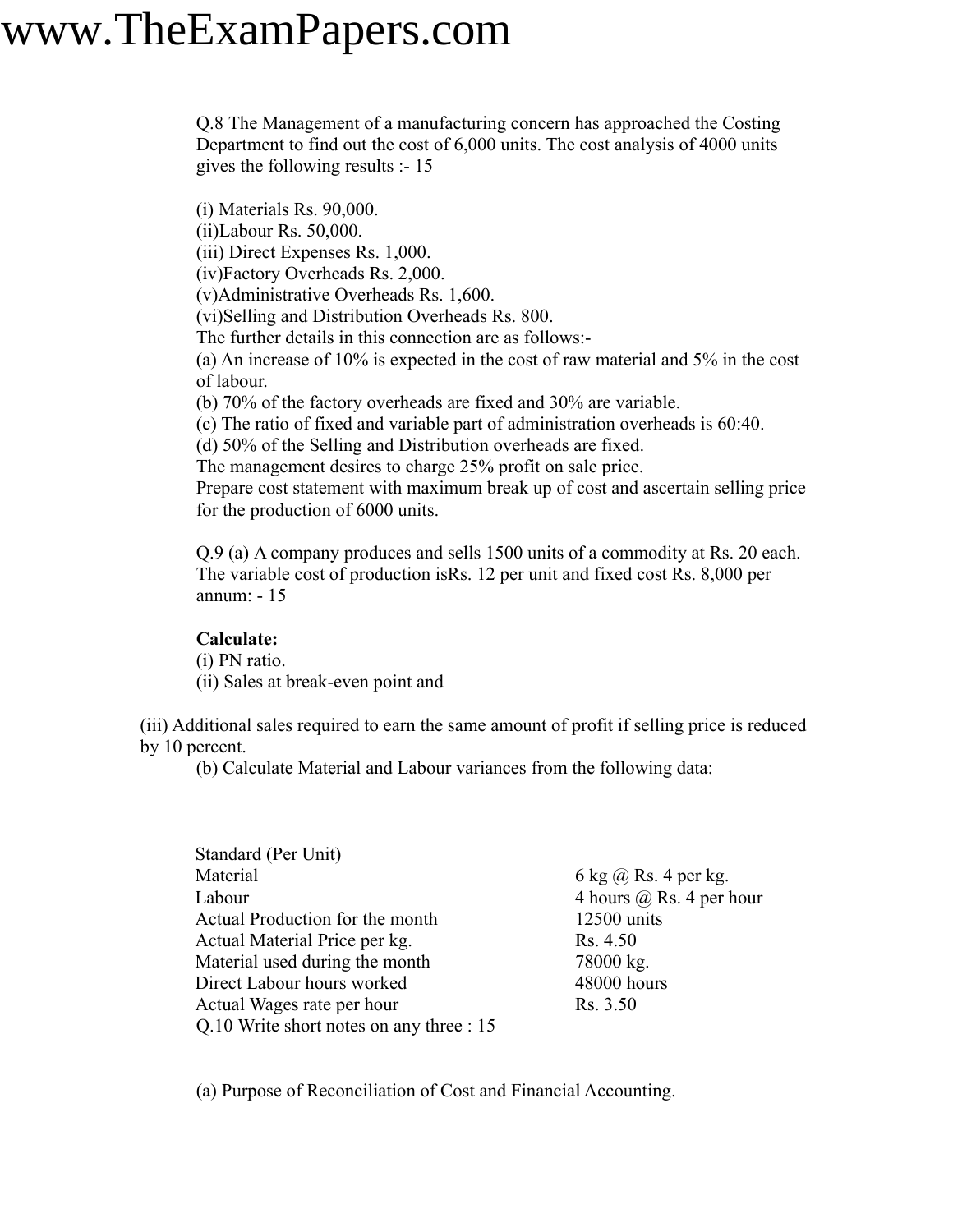Q.8 The Management of a manufacturing concern has approached the Costing Department to find out the cost of 6,000 units. The cost analysis of 4000 units gives the following results :- 15

(i) Materials Rs. 90,000.
(ii)Labour Rs. 50,000.
(iii) Direct Expenses Rs. 1,000.
(iv)Factory Overheads Rs. 2,000.
(v)Administrative Overheads Rs. 1,600.
(vi)Selling and Distribution Overheads Rs. 800.
The further details in this connection are as follows:-
(a) An increase of 10% is expected in the cost of raw material and 5% in the cost of labour.
(b) 70% of the factory overheads are fixed and 30% are variable.
(c) The ratio of fixed and variable part of administration overheads is 60:40.
(d) 50% of the Selling and Distribution overheads are fixed.
The management desires to charge 25% profit on sale price.
Prepare cost statement with maximum break up of cost and ascertain selling price for the production of 6000 units.

Q.9 (a) A company produces and sells 1500 units of a commodity at Rs. 20 each. The variable cost of production isRs. 12 per unit and fixed cost Rs. 8,000 per annum: - 15

**Calculate:**
(i) PN ratio.
(ii) Sales at break-even point and

(iii) Additional sales required to earn the same amount of profit if selling price is reduced by 10 percent.
(b) Calculate Material and Labour variances from the following data:

| Standard (Per Unit) | |
|---|---|
| Material | 6 kg @ Rs. 4 per kg. |
| Labour | 4 hours @ Rs. 4 per hour |
| Actual Production for the month | 12500 units |
| Actual Material Price per kg. | Rs. 4.50 |
| Material used during the month | 78000 kg. |
| Direct Labour hours worked | 48000 hours |
| Actual Wages rate per hour | Rs. 3.50 |

Q.10 Write short notes on any three : 15

(a) Purpose of Reconciliation of Cost and Financial Accounting.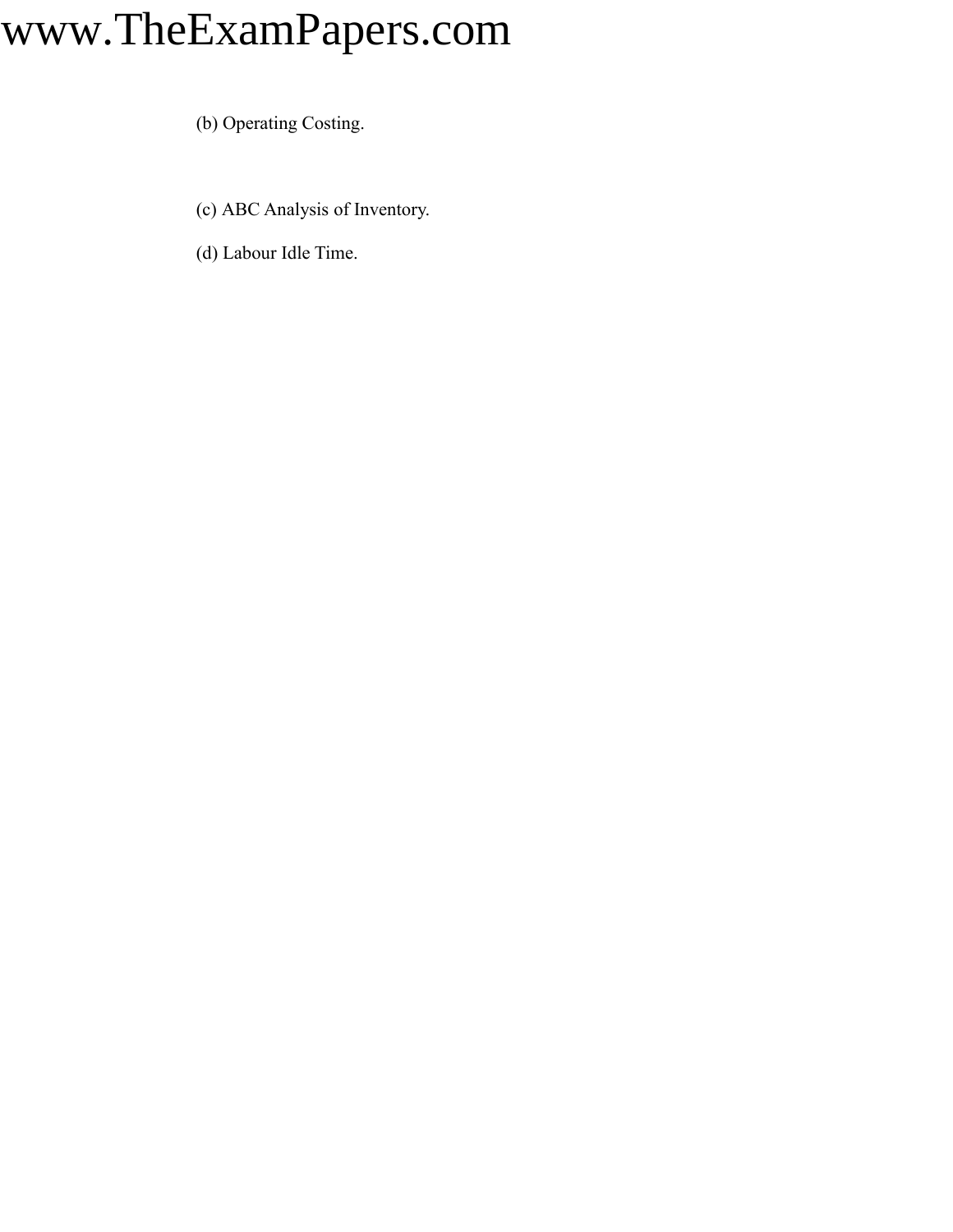(b) Operating Costing.

(c) ABC Analysis of Inventory.

(d) Labour Idle Time.